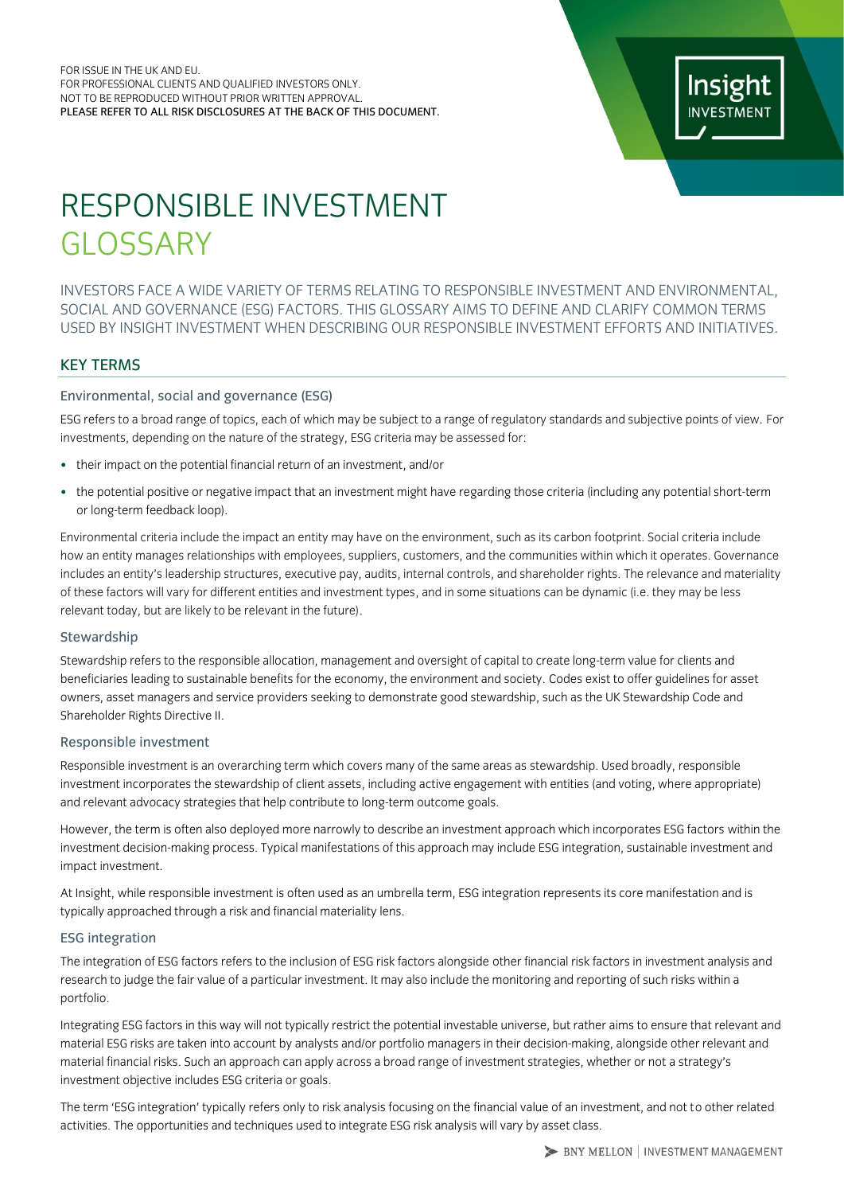FOR ISSUE IN THE UK AND EU.
FOR PROFESSIONAL CLIENTS AND QUALIFIED INVESTORS ONLY.
NOT TO BE REPRODUCED WITHOUT PRIOR WRITTEN APPROVAL.
PLEASE REFER TO ALL RISK DISCLOSURES AT THE BACK OF THIS DOCUMENT.

# RESPONSIBLE INVESTMENT GLOSSARY

INVESTORS FACE A WIDE VARIETY OF TERMS RELATING TO RESPONSIBLE INVESTMENT AND ENVIRONMENTAL, SOCIAL AND GOVERNANCE (ESG) FACTORS. THIS GLOSSARY AIMS TO DEFINE AND CLARIFY COMMON TERMS USED BY INSIGHT INVESTMENT WHEN DESCRIBING OUR RESPONSIBLE INVESTMENT EFFORTS AND INITIATIVES.

## KEY TERMS

### Environmental, social and governance (ESG)

ESG refers to a broad range of topics, each of which may be subject to a range of regulatory standards and subjective points of view. For investments, depending on the nature of the strategy, ESG criteria may be assessed for:

- their impact on the potential financial return of an investment, and/or
- the potential positive or negative impact that an investment might have regarding those criteria (including any potential short-term or long-term feedback loop).

Environmental criteria include the impact an entity may have on the environment, such as its carbon footprint. Social criteria include how an entity manages relationships with employees, suppliers, customers, and the communities within which it operates. Governance includes an entity's leadership structures, executive pay, audits, internal controls, and shareholder rights. The relevance and materiality of these factors will vary for different entities and investment types, and in some situations can be dynamic (i.e. they may be less relevant today, but are likely to be relevant in the future).

### Stewardship

Stewardship refers to the responsible allocation, management and oversight of capital to create long-term value for clients and beneficiaries leading to sustainable benefits for the economy, the environment and society. Codes exist to offer guidelines for asset owners, asset managers and service providers seeking to demonstrate good stewardship, such as the UK Stewardship Code and Shareholder Rights Directive II.

### Responsible investment

Responsible investment is an overarching term which covers many of the same areas as stewardship. Used broadly, responsible investment incorporates the stewardship of client assets, including active engagement with entities (and voting, where appropriate) and relevant advocacy strategies that help contribute to long-term outcome goals.

However, the term is often also deployed more narrowly to describe an investment approach which incorporates ESG factors within the investment decision-making process. Typical manifestations of this approach may include ESG integration, sustainable investment and impact investment.

At Insight, while responsible investment is often used as an umbrella term, ESG integration represents its core manifestation and is typically approached through a risk and financial materiality lens.

### ESG integration

The integration of ESG factors refers to the inclusion of ESG risk factors alongside other financial risk factors in investment analysis and research to judge the fair value of a particular investment. It may also include the monitoring and reporting of such risks within a portfolio.

Integrating ESG factors in this way will not typically restrict the potential investable universe, but rather aims to ensure that relevant and material ESG risks are taken into account by analysts and/or portfolio managers in their decision-making, alongside other relevant and material financial risks. Such an approach can apply across a broad range of investment strategies, whether or not a strategy's investment objective includes ESG criteria or goals.

The term 'ESG integration' typically refers only to risk analysis focusing on the financial value of an investment, and not to other related activities. The opportunities and techniques used to integrate ESG risk analysis will vary by asset class.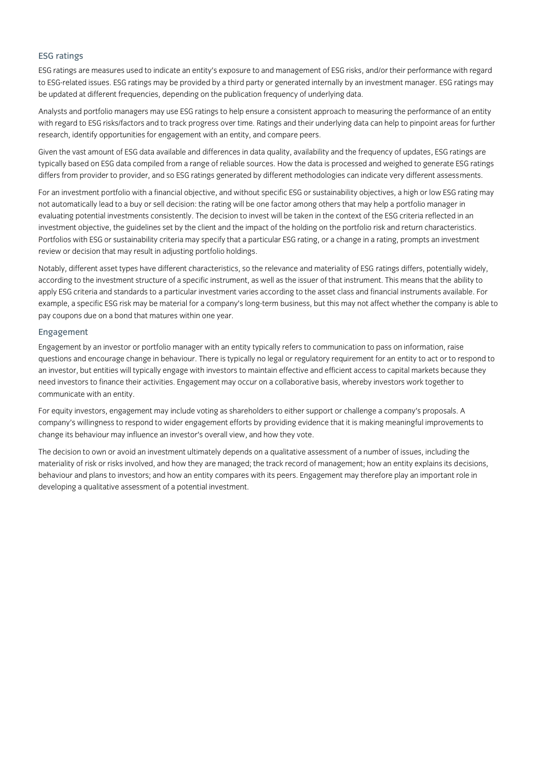## ESG ratings

ESG ratings are measures used to indicate an entity's exposure to and management of ESG risks, and/or their performance with regard to ESG-related issues. ESG ratings may be provided by a third party or generated internally by an investment manager. ESG ratings may be updated at different frequencies, depending on the publication frequency of underlying data.

Analysts and portfolio managers may use ESG ratings to help ensure a consistent approach to measuring the performance of an entity with regard to ESG risks/factors and to track progress over time. Ratings and their underlying data can help to pinpoint areas for further research, identify opportunities for engagement with an entity, and compare peers.

Given the vast amount of ESG data available and differences in data quality, availability and the frequency of updates, ESG ratings are typically based on ESG data compiled from a range of reliable sources. How the data is processed and weighed to generate ESG ratings differs from provider to provider, and so ESG ratings generated by different methodologies can indicate very different assessments.

For an investment portfolio with a financial objective, and without specific ESG or sustainability objectives, a high or low ESG rating may not automatically lead to a buy or sell decision: the rating will be one factor among others that may help a portfolio manager in evaluating potential investments consistently. The decision to invest will be taken in the context of the ESG criteria reflected in an investment objective, the guidelines set by the client and the impact of the holding on the portfolio risk and return characteristics. Portfolios with ESG or sustainability criteria may specify that a particular ESG rating, or a change in a rating, prompts an investment review or decision that may result in adjusting portfolio holdings.

Notably, different asset types have different characteristics, so the relevance and materiality of ESG ratings differs, potentially widely, according to the investment structure of a specific instrument, as well as the issuer of that instrument. This means that the ability to apply ESG criteria and standards to a particular investment varies according to the asset class and financial instruments available. For example, a specific ESG risk may be material for a company's long-term business, but this may not affect whether the company is able to pay coupons due on a bond that matures within one year.

## Engagement

Engagement by an investor or portfolio manager with an entity typically refers to communication to pass on information, raise questions and encourage change in behaviour. There is typically no legal or regulatory requirement for an entity to act or to respond to an investor, but entities will typically engage with investors to maintain effective and efficient access to capital markets because they need investors to finance their activities. Engagement may occur on a collaborative basis, whereby investors work together to communicate with an entity.

For equity investors, engagement may include voting as shareholders to either support or challenge a company's proposals. A company's willingness to respond to wider engagement efforts by providing evidence that it is making meaningful improvements to change its behaviour may influence an investor's overall view, and how they vote.

The decision to own or avoid an investment ultimately depends on a qualitative assessment of a number of issues, including the materiality of risk or risks involved, and how they are managed; the track record of management; how an entity explains its decisions, behaviour and plans to investors; and how an entity compares with its peers. Engagement may therefore play an important role in developing a qualitative assessment of a potential investment.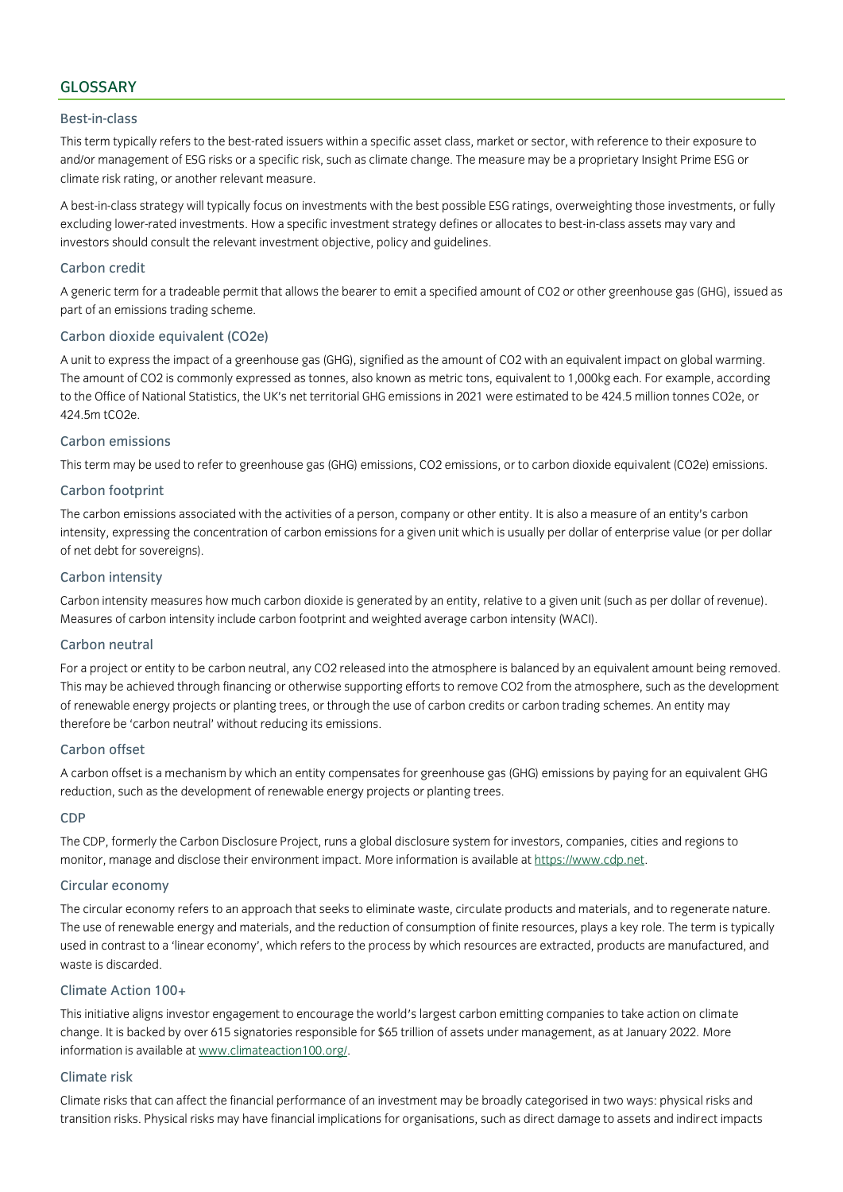## GLOSSARY

### Best-in-class

This term typically refers to the best-rated issuers within a specific asset class, market or sector, with reference to their exposure to and/or management of ESG risks or a specific risk, such as climate change. The measure may be a proprietary Insight Prime ESG or climate risk rating, or another relevant measure.

A best-in-class strategy will typically focus on investments with the best possible ESG ratings, overweighting those investments, or fully excluding lower-rated investments. How a specific investment strategy defines or allocates to best-in-class assets may vary and investors should consult the relevant investment objective, policy and guidelines.

### Carbon credit

A generic term for a tradeable permit that allows the bearer to emit a specified amount of $CO_2$ or other greenhouse gas (GHG), issued as part of an emissions trading scheme.

### Carbon dioxide equivalent ($CO_2e$)

A unit to express the impact of a greenhouse gas (GHG), signified as the amount of $CO_2$ with an equivalent impact on global warming. The amount of $CO_2$ is commonly expressed as tonnes, also known as metric tons, equivalent to 1,000kg each. For example, according to the Office of National Statistics, the UK's net territorial GHG emissions in 2021 were estimated to be 424.5 million tonnes $CO_2e$, or 424.5m $tCO_2e$.

### Carbon emissions

This term may be used to refer to greenhouse gas (GHG) emissions, $CO_2$ emissions, or to carbon dioxide equivalent ($CO_2e$) emissions.

### Carbon footprint

The carbon emissions associated with the activities of a person, company or other entity. It is also a measure of an entity's carbon intensity, expressing the concentration of carbon emissions for a given unit which is usually per dollar of enterprise value (or per dollar of net debt for sovereigns).

### Carbon intensity

Carbon intensity measures how much carbon dioxide is generated by an entity, relative to a given unit (such as per dollar of revenue). Measures of carbon intensity include carbon footprint and weighted average carbon intensity (WACI).

### Carbon neutral

For a project or entity to be carbon neutral, any $CO_2$ released into the atmosphere is balanced by an equivalent amount being removed. This may be achieved through financing or otherwise supporting efforts to remove $CO_2$ from the atmosphere, such as the development of renewable energy projects or planting trees, or through the use of carbon credits or carbon trading schemes. An entity may therefore be 'carbon neutral' without reducing its emissions.

### Carbon offset

A carbon offset is a mechanism by which an entity compensates for greenhouse gas (GHG) emissions by paying for an equivalent GHG reduction, such as the development of renewable energy projects or planting trees.

### CDP

The CDP, formerly the Carbon Disclosure Project, runs a global disclosure system for investors, companies, cities and regions to monitor, manage and disclose their environment impact. More information is available at https://www.cdp.net.

### Circular economy

The circular economy refers to an approach that seeks to eliminate waste, circulate products and materials, and to regenerate nature. The use of renewable energy and materials, and the reduction of consumption of finite resources, plays a key role. The term is typically used in contrast to a 'linear economy', which refers to the process by which resources are extracted, products are manufactured, and waste is discarded.

### Climate Action 100+

This initiative aligns investor engagement to encourage the world's largest carbon emitting companies to take action on climate change. It is backed by over 615 signatories responsible for $65 trillion of assets under management, as at January 2022. More information is available at www.climateaction100.org/.

### Climate risk

Climate risks that can affect the financial performance of an investment may be broadly categorised in two ways: physical risks and transition risks. Physical risks may have financial implications for organisations, such as direct damage to assets and indirect impacts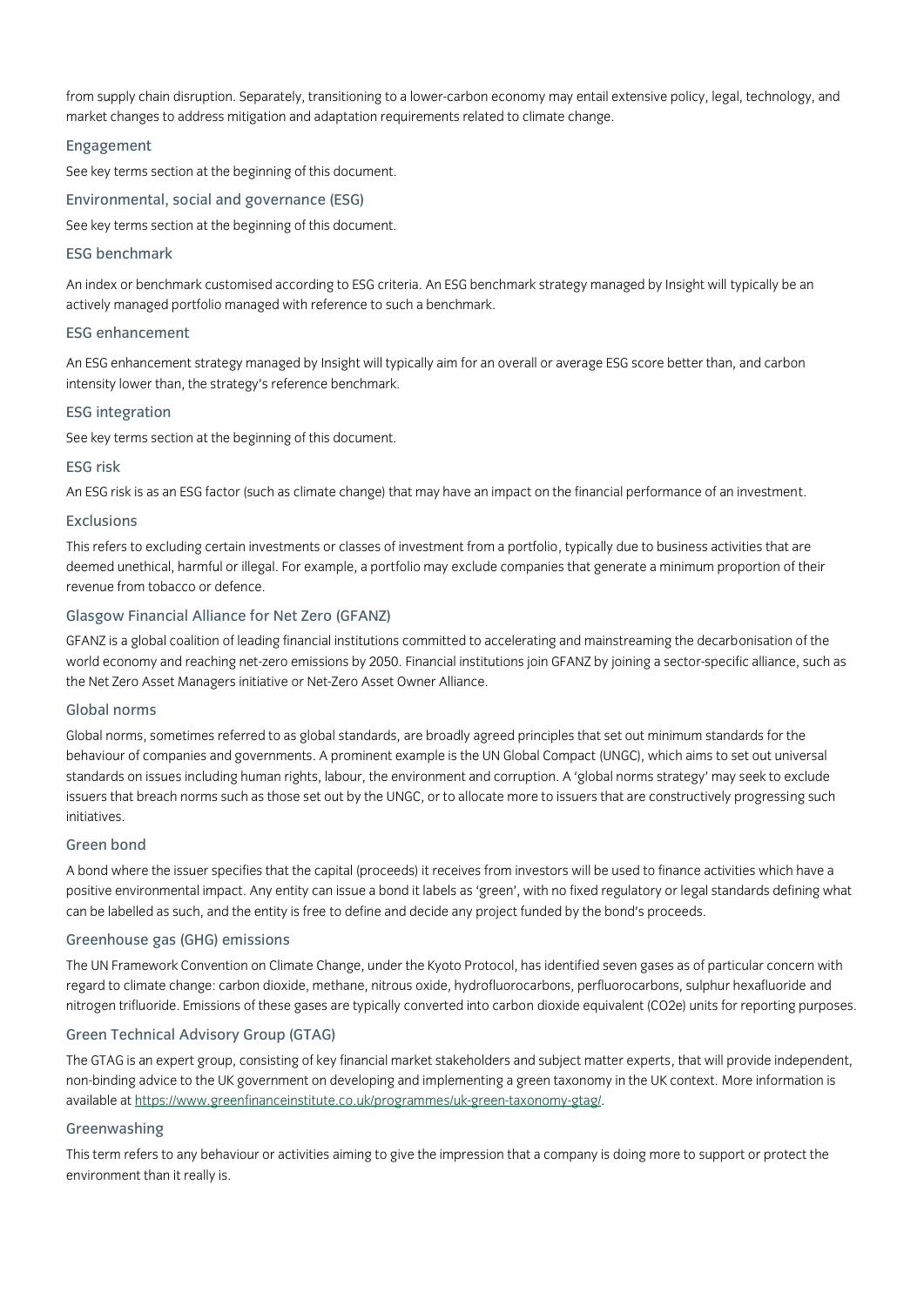from supply chain disruption. Separately, transitioning to a lower-carbon economy may entail extensive policy, legal, technology, and market changes to address mitigation and adaptation requirements related to climate change.

### Engagement

See key terms section at the beginning of this document.

### Environmental, social and governance (ESG)

See key terms section at the beginning of this document.

### ESG benchmark

An index or benchmark customised according to ESG criteria. An ESG benchmark strategy managed by Insight will typically be an actively managed portfolio managed with reference to such a benchmark.

### ESG enhancement

An ESG enhancement strategy managed by Insight will typically aim for an overall or average ESG score better than, and carbon intensity lower than, the strategy's reference benchmark.

### ESG integration

See key terms section at the beginning of this document.

### ESG risk

An ESG risk is as an ESG factor (such as climate change) that may have an impact on the financial performance of an investment.

### Exclusions

This refers to excluding certain investments or classes of investment from a portfolio, typically due to business activities that are deemed unethical, harmful or illegal. For example, a portfolio may exclude companies that generate a minimum proportion of their revenue from tobacco or defence.

### Glasgow Financial Alliance for Net Zero (GFANZ)

GFANZ is a global coalition of leading financial institutions committed to accelerating and mainstreaming the decarbonisation of the world economy and reaching net-zero emissions by 2050. Financial institutions join GFANZ by joining a sector-specific alliance, such as the Net Zero Asset Managers initiative or Net-Zero Asset Owner Alliance.

### Global norms

Global norms, sometimes referred to as global standards, are broadly agreed principles that set out minimum standards for the behaviour of companies and governments. A prominent example is the UN Global Compact (UNGC), which aims to set out universal standards on issues including human rights, labour, the environment and corruption. A 'global norms strategy' may seek to exclude issuers that breach norms such as those set out by the UNGC, or to allocate more to issuers that are constructively progressing such initiatives.

### Green bond

A bond where the issuer specifies that the capital (proceeds) it receives from investors will be used to finance activities which have a positive environmental impact. Any entity can issue a bond it labels as 'green', with no fixed regulatory or legal standards defining what can be labelled as such, and the entity is free to define and decide any project funded by the bond's proceeds.

### Greenhouse gas (GHG) emissions

The UN Framework Convention on Climate Change, under the Kyoto Protocol, has identified seven gases as of particular concern with regard to climate change: carbon dioxide, methane, nitrous oxide, hydrofluorocarbons, perfluorocarbons, sulphur hexafluoride and nitrogen trifluoride. Emissions of these gases are typically converted into carbon dioxide equivalent ($CO_2e$) units for reporting purposes.

### Green Technical Advisory Group (GTAG)

The GTAG is an expert group, consisting of key financial market stakeholders and subject matter experts, that will provide independent, non-binding advice to the UK government on developing and implementing a green taxonomy in the UK context. More information is available at https://www.greenfinanceinstitute.co.uk/programmes/uk-green-taxonomy-gtag/.

### Greenwashing

This term refers to any behaviour or activities aiming to give the impression that a company is doing more to support or protect the environment than it really is.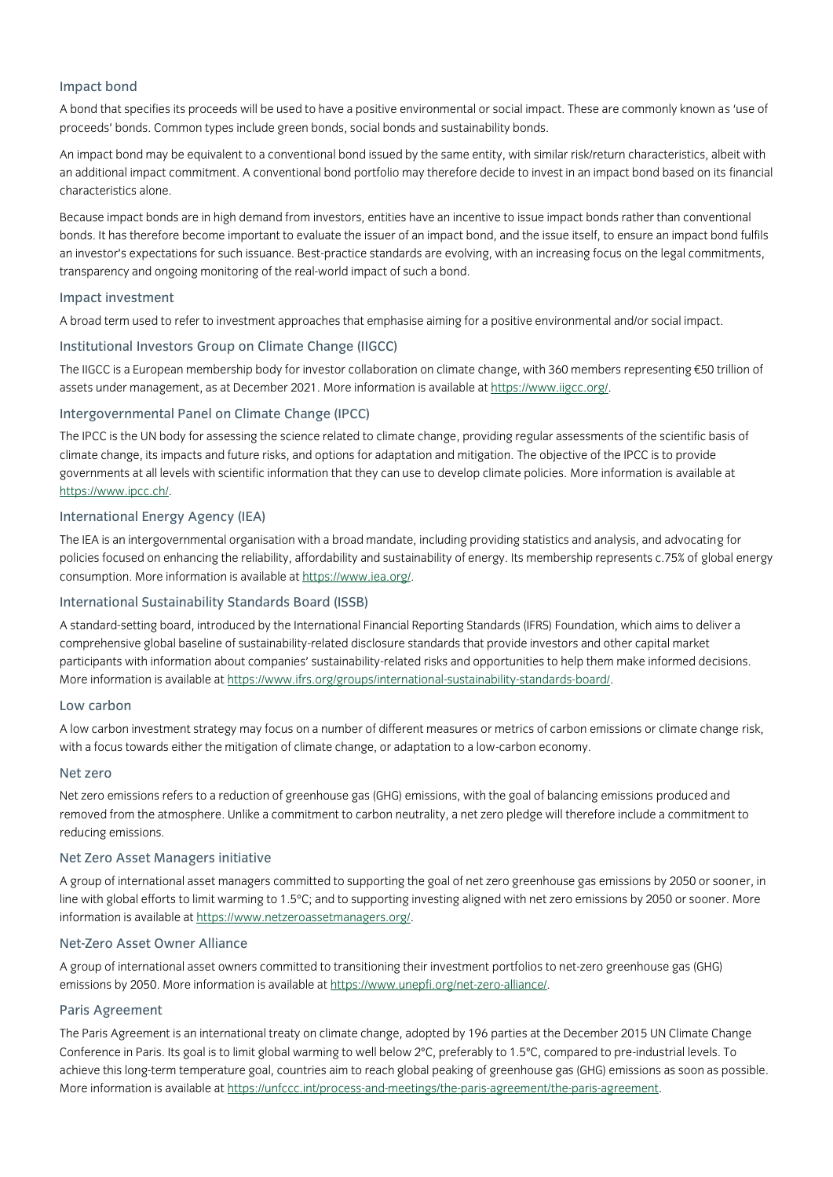### Impact bond

A bond that specifies its proceeds will be used to have a positive environmental or social impact. These are commonly known as 'use of proceeds' bonds. Common types include green bonds, social bonds and sustainability bonds.

An impact bond may be equivalent to a conventional bond issued by the same entity, with similar risk/return characteristics, albeit with an additional impact commitment. A conventional bond portfolio may therefore decide to invest in an impact bond based on its financial characteristics alone.

Because impact bonds are in high demand from investors, entities have an incentive to issue impact bonds rather than conventional bonds. It has therefore become important to evaluate the issuer of an impact bond, and the issue itself, to ensure an impact bond fulfils an investor's expectations for such issuance. Best-practice standards are evolving, with an increasing focus on the legal commitments, transparency and ongoing monitoring of the real-world impact of such a bond.

### Impact investment

A broad term used to refer to investment approaches that emphasise aiming for a positive environmental and/or social impact.

### Institutional Investors Group on Climate Change (IIGCC)

The IIGCC is a European membership body for investor collaboration on climate change, with 360 members representing €50 trillion of assets under management, as at December 2021. More information is available at https://www.iigcc.org/.

### Intergovernmental Panel on Climate Change (IPCC)

The IPCC is the UN body for assessing the science related to climate change, providing regular assessments of the scientific basis of climate change, its impacts and future risks, and options for adaptation and mitigation. The objective of the IPCC is to provide governments at all levels with scientific information that they can use to develop climate policies. More information is available at https://www.ipcc.ch/.

### International Energy Agency (IEA)

The IEA is an intergovernmental organisation with a broad mandate, including providing statistics and analysis, and advocating for policies focused on enhancing the reliability, affordability and sustainability of energy. Its membership represents c.75% of global energy consumption. More information is available at https://www.iea.org/.

### International Sustainability Standards Board (ISSB)

A standard-setting board, introduced by the International Financial Reporting Standards (IFRS) Foundation, which aims to deliver a comprehensive global baseline of sustainability-related disclosure standards that provide investors and other capital market participants with information about companies' sustainability-related risks and opportunities to help them make informed decisions. More information is available at https://www.ifrs.org/groups/international-sustainability-standards-board/.

### Low carbon

A low carbon investment strategy may focus on a number of different measures or metrics of carbon emissions or climate change risk, with a focus towards either the mitigation of climate change, or adaptation to a low-carbon economy.

### Net zero

Net zero emissions refers to a reduction of greenhouse gas (GHG) emissions, with the goal of balancing emissions produced and removed from the atmosphere. Unlike a commitment to carbon neutrality, a net zero pledge will therefore include a commitment to reducing emissions.

### Net Zero Asset Managers initiative

A group of international asset managers committed to supporting the goal of net zero greenhouse gas emissions by 2050 or sooner, in line with global efforts to limit warming to 1.5°C; and to supporting investing aligned with net zero emissions by 2050 or sooner. More information is available at https://www.netzeroassetmanagers.org/.

### Net-Zero Asset Owner Alliance

A group of international asset owners committed to transitioning their investment portfolios to net-zero greenhouse gas (GHG) emissions by 2050. More information is available at https://www.unepfi.org/net-zero-alliance/.

### Paris Agreement

The Paris Agreement is an international treaty on climate change, adopted by 196 parties at the December 2015 UN Climate Change Conference in Paris. Its goal is to limit global warming to well below 2°C, preferably to 1.5°C, compared to pre-industrial levels. To achieve this long-term temperature goal, countries aim to reach global peaking of greenhouse gas (GHG) emissions as soon as possible. More information is available at https://unfccc.int/process-and-meetings/the-paris-agreement/the-paris-agreement.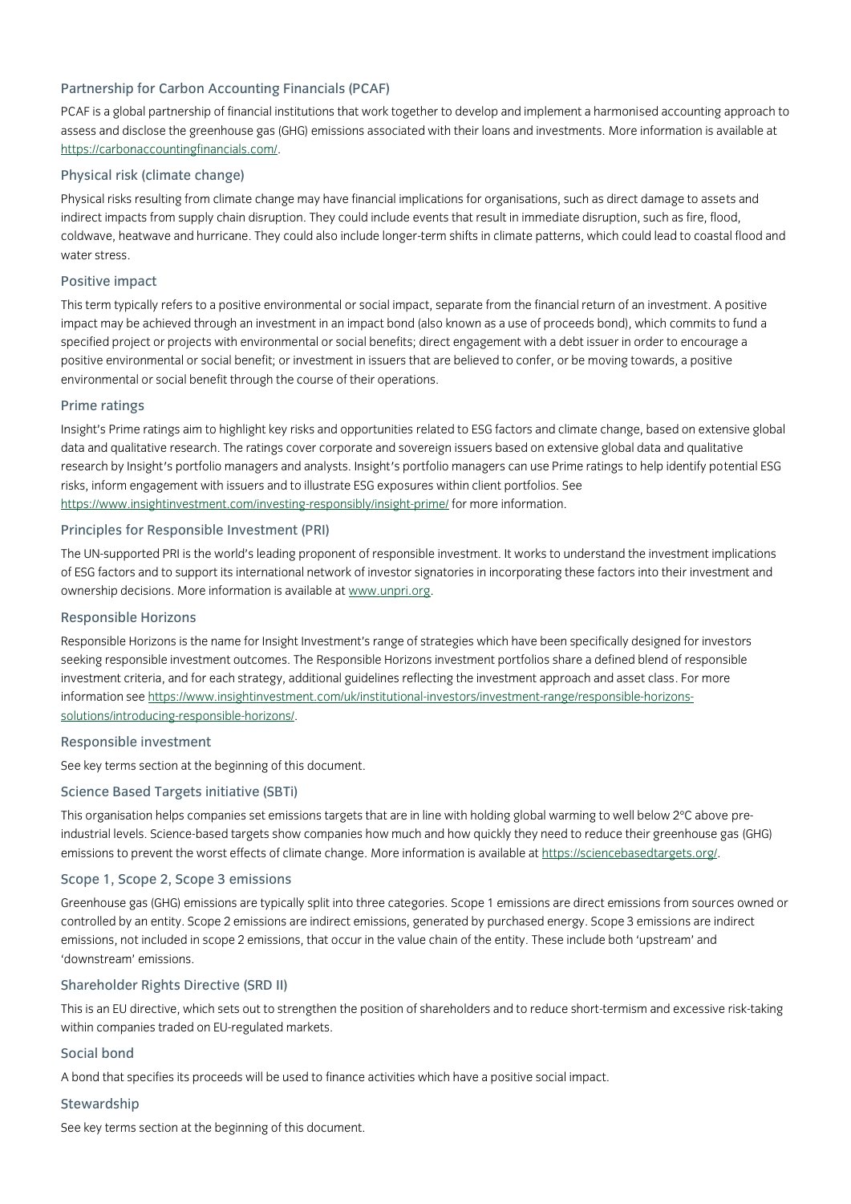### Partnership for Carbon Accounting Financials (PCAF)

PCAF is a global partnership of financial institutions that work together to develop and implement a harmonised accounting approach to assess and disclose the greenhouse gas (GHG) emissions associated with their loans and investments. More information is available at https://carbonaccountingfinancials.com/.

### Physical risk (climate change)

Physical risks resulting from climate change may have financial implications for organisations, such as direct damage to assets and indirect impacts from supply chain disruption. They could include events that result in immediate disruption, such as fire, flood, coldwave, heatwave and hurricane. They could also include longer-term shifts in climate patterns, which could lead to coastal flood and water stress.

### Positive impact

This term typically refers to a positive environmental or social impact, separate from the financial return of an investment. A positive impact may be achieved through an investment in an impact bond (also known as a use of proceeds bond), which commits to fund a specified project or projects with environmental or social benefits; direct engagement with a debt issuer in order to encourage a positive environmental or social benefit; or investment in issuers that are believed to confer, or be moving towards, a positive environmental or social benefit through the course of their operations.

### Prime ratings

Insight's Prime ratings aim to highlight key risks and opportunities related to ESG factors and climate change, based on extensive global data and qualitative research. The ratings cover corporate and sovereign issuers based on extensive global data and qualitative research by Insight's portfolio managers and analysts. Insight's portfolio managers can use Prime ratings to help identify potential ESG risks, inform engagement with issuers and to illustrate ESG exposures within client portfolios. See https://www.insightinvestment.com/investing-responsibly/insight-prime/ for more information.

### Principles for Responsible Investment (PRI)

The UN-supported PRI is the world's leading proponent of responsible investment. It works to understand the investment implications of ESG factors and to support its international network of investor signatories in incorporating these factors into their investment and ownership decisions. More information is available at www.unpri.org.

### Responsible Horizons

Responsible Horizons is the name for Insight Investment's range of strategies which have been specifically designed for investors seeking responsible investment outcomes. The Responsible Horizons investment portfolios share a defined blend of responsible investment criteria, and for each strategy, additional guidelines reflecting the investment approach and asset class. For more information see https://www.insightinvestment.com/uk/institutional-investors/investment-range/responsible-horizons-solutions/introducing-responsible-horizons/.

### Responsible investment

See key terms section at the beginning of this document.

### Science Based Targets initiative (SBTi)

This organisation helps companies set emissions targets that are in line with holding global warming to well below 2°C above pre-industrial levels. Science-based targets show companies how much and how quickly they need to reduce their greenhouse gas (GHG) emissions to prevent the worst effects of climate change. More information is available at https://sciencebasedtargets.org/.

### Scope 1, Scope 2, Scope 3 emissions

Greenhouse gas (GHG) emissions are typically split into three categories. Scope 1 emissions are direct emissions from sources owned or controlled by an entity. Scope 2 emissions are indirect emissions, generated by purchased energy. Scope 3 emissions are indirect emissions, not included in scope 2 emissions, that occur in the value chain of the entity. These include both 'upstream' and 'downstream' emissions.

### Shareholder Rights Directive (SRD II)

This is an EU directive, which sets out to strengthen the position of shareholders and to reduce short-termism and excessive risk-taking within companies traded on EU-regulated markets.

### Social bond

A bond that specifies its proceeds will be used to finance activities which have a positive social impact.

### Stewardship

See key terms section at the beginning of this document.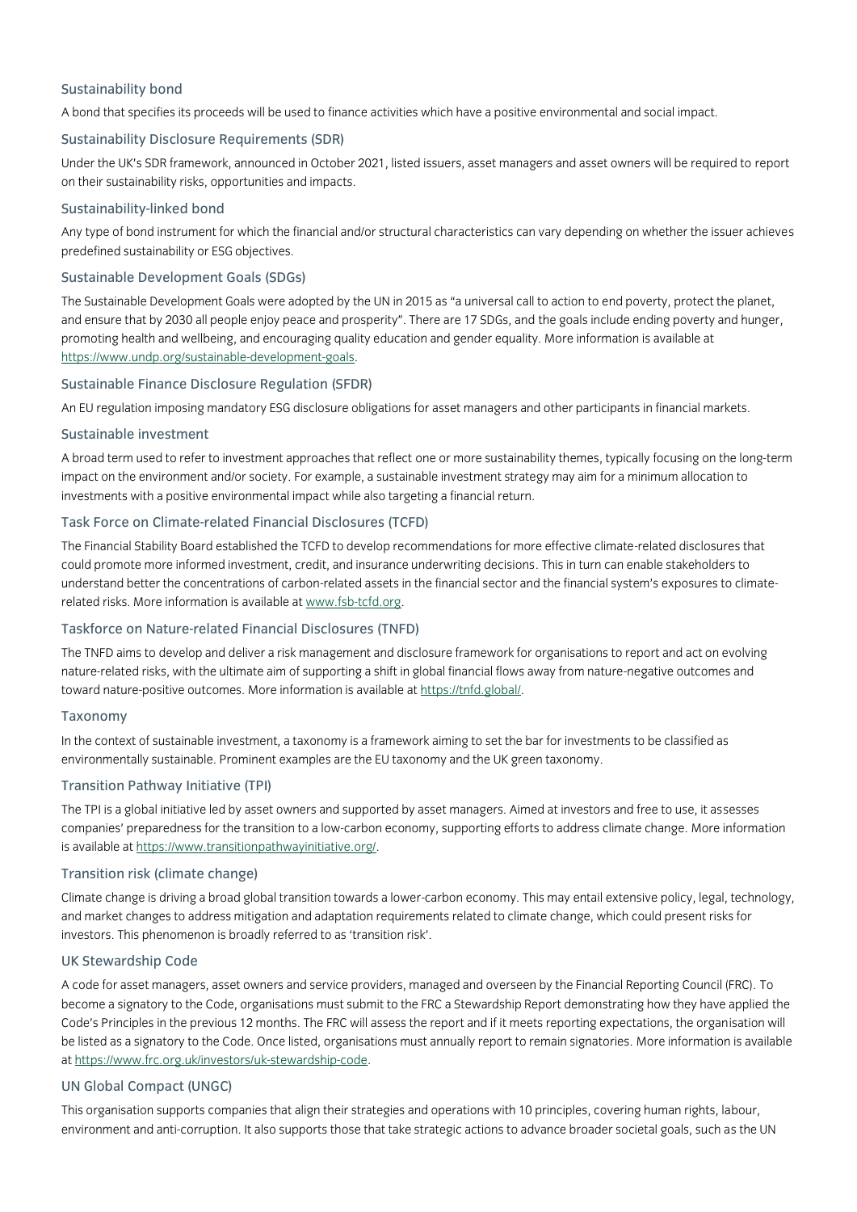### Sustainability bond

A bond that specifies its proceeds will be used to finance activities which have a positive environmental and social impact.

### Sustainability Disclosure Requirements (SDR)

Under the UK's SDR framework, announced in October 2021, listed issuers, asset managers and asset owners will be required to report on their sustainability risks, opportunities and impacts.

### Sustainability-linked bond

Any type of bond instrument for which the financial and/or structural characteristics can vary depending on whether the issuer achieves predefined sustainability or ESG objectives.

### Sustainable Development Goals (SDGs)

The Sustainable Development Goals were adopted by the UN in 2015 as "a universal call to action to end poverty, protect the planet, and ensure that by 2030 all people enjoy peace and prosperity". There are 17 SDGs, and the goals include ending poverty and hunger, promoting health and wellbeing, and encouraging quality education and gender equality. More information is available at [https://www.undp.org/sustainable-development-goals](https://www.undp.org/sustainable-development-goals).

### Sustainable Finance Disclosure Regulation (SFDR)

An EU regulation imposing mandatory ESG disclosure obligations for asset managers and other participants in financial markets.

### Sustainable investment

A broad term used to refer to investment approaches that reflect one or more sustainability themes, typically focusing on the long-term impact on the environment and/or society. For example, a sustainable investment strategy may aim for a minimum allocation to investments with a positive environmental impact while also targeting a financial return.

### Task Force on Climate-related Financial Disclosures (TCFD)

The Financial Stability Board established the TCFD to develop recommendations for more effective climate-related disclosures that could promote more informed investment, credit, and insurance underwriting decisions. This in turn can enable stakeholders to understand better the concentrations of carbon-related assets in the financial sector and the financial system's exposures to climate-related risks. More information is available at [www.fsb-tcfd.org](www.fsb-tcfd.org).

### Taskforce on Nature-related Financial Disclosures (TNFD)

The TNFD aims to develop and deliver a risk management and disclosure framework for organisations to report and act on evolving nature-related risks, with the ultimate aim of supporting a shift in global financial flows away from nature-negative outcomes and toward nature-positive outcomes. More information is available at [https://tnfd.global/](https://tnfd.global/).

### Taxonomy

In the context of sustainable investment, a taxonomy is a framework aiming to set the bar for investments to be classified as environmentally sustainable. Prominent examples are the EU taxonomy and the UK green taxonomy.

### Transition Pathway Initiative (TPI)

The TPI is a global initiative led by asset owners and supported by asset managers. Aimed at investors and free to use, it assesses companies' preparedness for the transition to a low-carbon economy, supporting efforts to address climate change. More information is available at [https://www.transitionpathwayinitiative.org/](https://www.transitionpathwayinitiative.org/).

### Transition risk (climate change)

Climate change is driving a broad global transition towards a lower-carbon economy. This may entail extensive policy, legal, technology, and market changes to address mitigation and adaptation requirements related to climate change, which could present risks for investors. This phenomenon is broadly referred to as 'transition risk'.

### UK Stewardship Code

A code for asset managers, asset owners and service providers, managed and overseen by the Financial Reporting Council (FRC). To become a signatory to the Code, organisations must submit to the FRC a Stewardship Report demonstrating how they have applied the Code's Principles in the previous 12 months. The FRC will assess the report and if it meets reporting expectations, the organisation will be listed as a signatory to the Code. Once listed, organisations must annually report to remain signatories. More information is available at [https://www.frc.org.uk/investors/uk-stewardship-code](https://www.frc.org.uk/investors/uk-stewardship-code).

### UN Global Compact (UNGC)

This organisation supports companies that align their strategies and operations with 10 principles, covering human rights, labour, environment and anti-corruption. It also supports those that take strategic actions to advance broader societal goals, such as the UN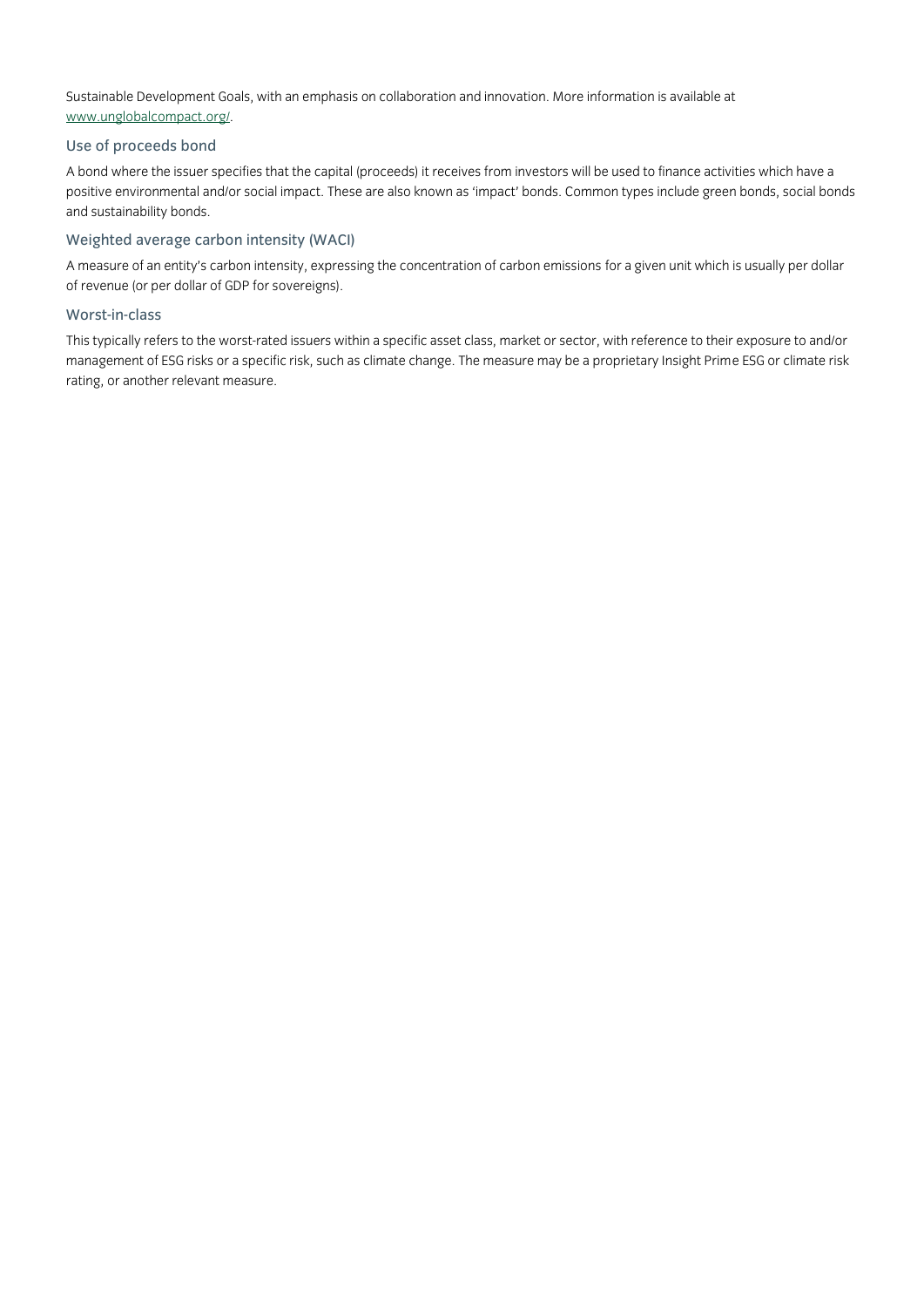Sustainable Development Goals, with an emphasis on collaboration and innovation. More information is available at [www.unglobalcompact.org/](www.unglobalcompact.org/).

### Use of proceeds bond

A bond where the issuer specifies that the capital (proceeds) it receives from investors will be used to finance activities which have a positive environmental and/or social impact. These are also known as 'impact' bonds. Common types include green bonds, social bonds and sustainability bonds.

### Weighted average carbon intensity (WACI)

A measure of an entity's carbon intensity, expressing the concentration of carbon emissions for a given unit which is usually per dollar of revenue (or per dollar of GDP for sovereigns).

### Worst-in-class

This typically refers to the worst-rated issuers within a specific asset class, market or sector, with reference to their exposure to and/or management of ESG risks or a specific risk, such as climate change. The measure may be a proprietary Insight Prime ESG or climate risk rating, or another relevant measure.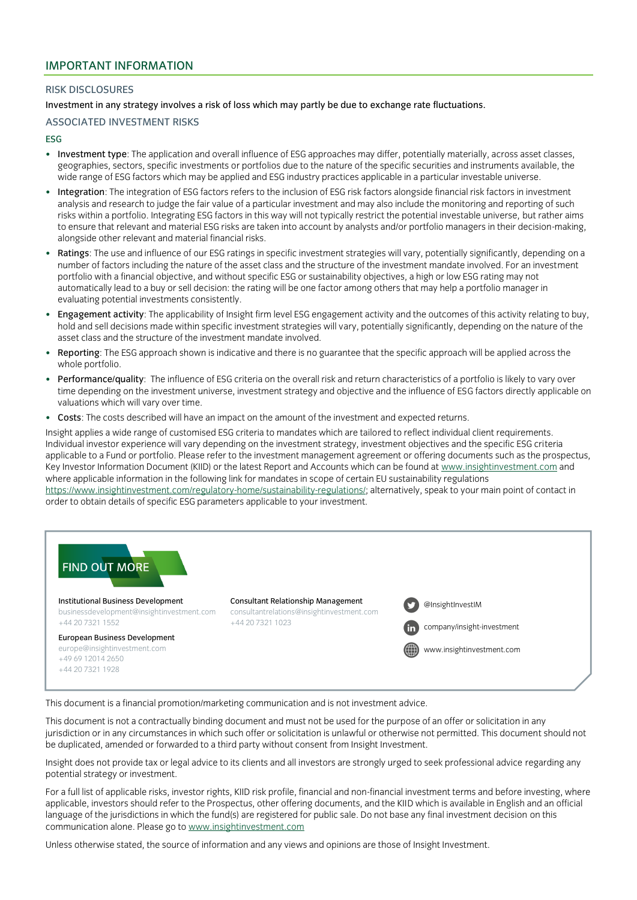## IMPORTANT INFORMATION

### RISK DISCLOSURES

Investment in any strategy involves a risk of loss which may partly be due to exchange rate fluctuations.

### ASSOCIATED INVESTMENT RISKS

#### ESG

- **Investment type**: The application and overall influence of ESG approaches may differ, potentially materially, across asset classes, geographies, sectors, specific investments or portfolios due to the nature of the specific securities and instruments available, the wide range of ESG factors which may be applied and ESG industry practices applicable in a particular investable universe.
- **Integration**: The integration of ESG factors refers to the inclusion of ESG risk factors alongside financial risk factors in investment analysis and research to judge the fair value of a particular investment and may also include the monitoring and reporting of such risks within a portfolio. Integrating ESG factors in this way will not typically restrict the potential investable universe, but rather aims to ensure that relevant and material ESG risks are taken into account by analysts and/or portfolio managers in their decision-making, alongside other relevant and material financial risks.
- **Ratings**: The use and influence of our ESG ratings in specific investment strategies will vary, potentially significantly, depending on a number of factors including the nature of the asset class and the structure of the investment mandate involved. For an investment portfolio with a financial objective, and without specific ESG or sustainability objectives, a high or low ESG rating may not automatically lead to a buy or sell decision: the rating will be one factor among others that may help a portfolio manager in evaluating potential investments consistently.
- **Engagement activity**: The applicability of Insight firm level ESG engagement activity and the outcomes of this activity relating to buy, hold and sell decisions made within specific investment strategies will vary, potentially significantly, depending on the nature of the asset class and the structure of the investment mandate involved.
- **Reporting**: The ESG approach shown is indicative and there is no guarantee that the specific approach will be applied across the whole portfolio.
- **Performance/quality**: The influence of ESG criteria on the overall risk and return characteristics of a portfolio is likely to vary over time depending on the investment universe, investment strategy and objective and the influence of ESG factors directly applicable on valuations which will vary over time.
- **Costs**: The costs described will have an impact on the amount of the investment and expected returns.

Insight applies a wide range of customised ESG criteria to mandates which are tailored to reflect individual client requirements. Individual investor experience will vary depending on the investment strategy, investment objectives and the specific ESG criteria applicable to a Fund or portfolio. Please refer to the investment management agreement or offering documents such as the prospectus, Key Investor Information Document (KIID) or the latest Report and Accounts which can be found at www.insightinvestment.com and where applicable information in the following link for mandates in scope of certain EU sustainability regulations https://www.insightinvestment.com/regulatory-home/sustainability-regulations/; alternatively, speak to your main point of contact in order to obtain details of specific ESG parameters applicable to your investment.

## FIND OUT MORE

**Institutional Business Development**
businessdevelopment@insightinvestment.com
+44 20 7321 1552

**European Business Development**
europe@insightinvestment.com
+49 69 12014 2650
+44 20 7321 1928

**Consultant Relationship Management**
consultantrelations@insightinvestment.com
+44 20 7321 1023

@InsightInvestIM

company/insight-investment

www.insightinvestment.com

This document is a financial promotion/marketing communication and is not investment advice.

This document is not a contractually binding document and must not be used for the purpose of an offer or solicitation in any jurisdiction or in any circumstances in which such offer or solicitation is unlawful or otherwise not permitted. This document should not be duplicated, amended or forwarded to a third party without consent from Insight Investment.

Insight does not provide tax or legal advice to its clients and all investors are strongly urged to seek professional advice regarding any potential strategy or investment.

For a full list of applicable risks, investor rights, KIID risk profile, financial and non-financial investment terms and before investing, where applicable, investors should refer to the Prospectus, other offering documents, and the KIID which is available in English and an official language of the jurisdictions in which the fund(s) are registered for public sale. Do not base any final investment decision on this communication alone. Please go to www.insightinvestment.com

Unless otherwise stated, the source of information and any views and opinions are those of Insight Investment.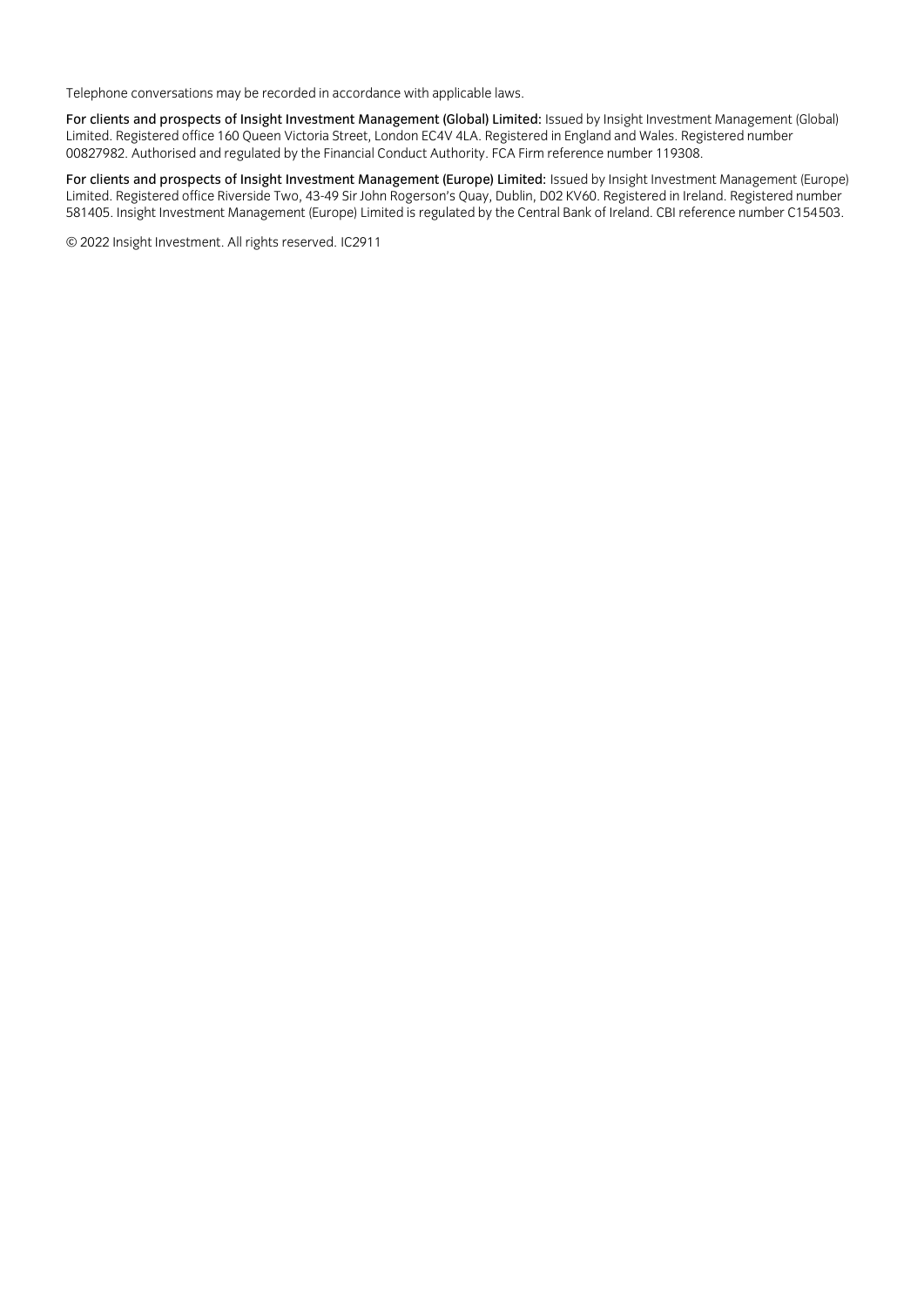Telephone conversations may be recorded in accordance with applicable laws.

**For clients and prospects of Insight Investment Management (Global) Limited:** Issued by Insight Investment Management (Global) Limited. Registered office 160 Queen Victoria Street, London EC4V 4LA. Registered in England and Wales. Registered number 00827982. Authorised and regulated by the Financial Conduct Authority. FCA Firm reference number 119308.

**For clients and prospects of Insight Investment Management (Europe) Limited:** Issued by Insight Investment Management (Europe) Limited. Registered office Riverside Two, 43-49 Sir John Rogerson's Quay, Dublin, D02 KV60. Registered in Ireland. Registered number 581405. Insight Investment Management (Europe) Limited is regulated by the Central Bank of Ireland. CBI reference number C154503.

© 2022 Insight Investment. All rights reserved. IC2911